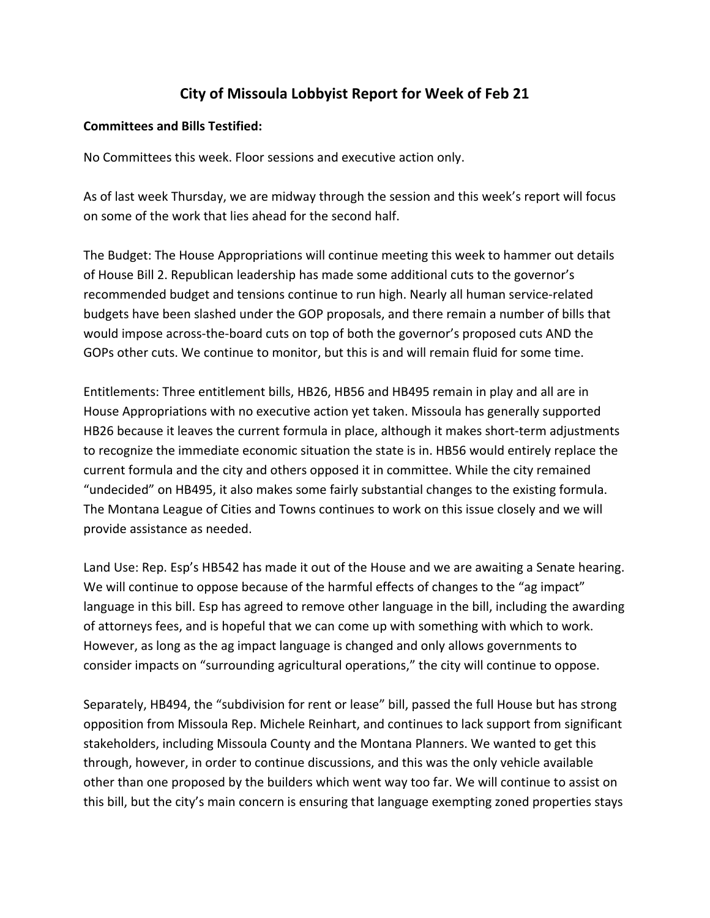# City of Missoula Lobbyist Report for Week of Feb 21

**Committees and Bills Testified:**

No Committees this week. Floor sessions and executive action only.

As of last week Thursday, we are midway through the session and this week's report will focus on some of the work that lies ahead for the second half.

The Budget: The House Appropriations will continue meeting this week to hammer out details of House Bill 2. Republican leadership has made some additional cuts to the governor's recommended budget and tensions continue to run high. Nearly all human service-related budgets have been slashed under the GOP proposals, and there remain a number of bills that would impose across-the-board cuts on top of both the governor's proposed cuts AND the GOPs other cuts. We continue to monitor, but this is and will remain fluid for some time.

Entitlements: Three entitlement bills, HB26, HB56 and HB495 remain in play and all are in House Appropriations with no executive action yet taken. Missoula has generally supported HB26 because it leaves the current formula in place, although it makes short-term adjustments to recognize the immediate economic situation the state is in. HB56 would entirely replace the current formula and the city and others opposed it in committee. While the city remained "undecided" on HB495, it also makes some fairly substantial changes to the existing formula. The Montana League of Cities and Towns continues to work on this issue closely and we will provide assistance as needed.

Land Use: Rep. Esp's HB542 has made it out of the House and we are awaiting a Senate hearing. We will continue to oppose because of the harmful effects of changes to the "ag impact" language in this bill. Esp has agreed to remove other language in the bill, including the awarding of attorneys fees, and is hopeful that we can come up with something with which to work. However, as long as the ag impact language is changed and only allows governments to consider impacts on "surrounding agricultural operations," the city will continue to oppose.

Separately, HB494, the "subdivision for rent or lease" bill, passed the full House but has strong opposition from Missoula Rep. Michele Reinhart, and continues to lack support from significant stakeholders, including Missoula County and the Montana Planners. We wanted to get this through, however, in order to continue discussions, and this was the only vehicle available other than one proposed by the builders which went way too far. We will continue to assist on this bill, but the city's main concern is ensuring that language exempting zoned properties stays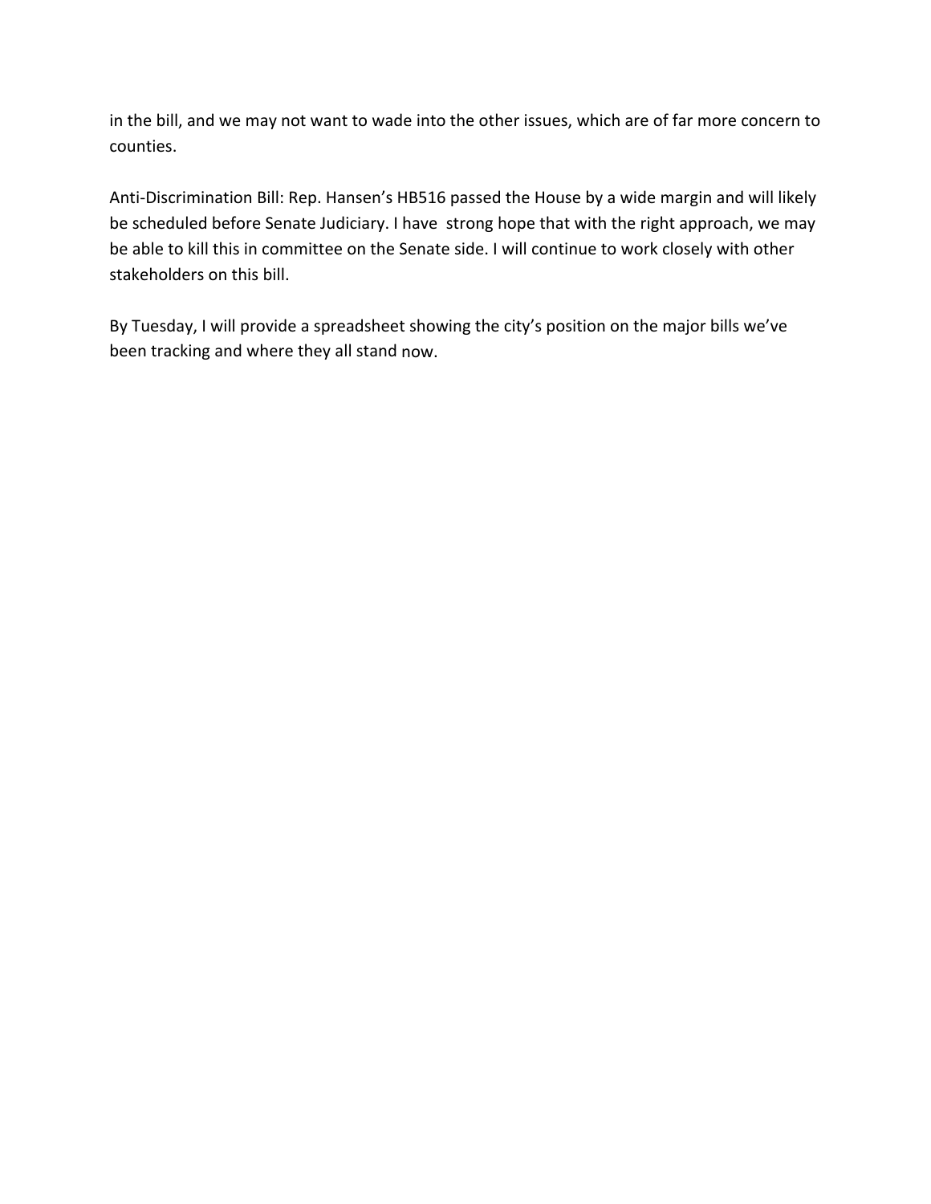in the bill, and we may not want to wade into the other issues, which are of far more concern to counties.

Anti-Discrimination Bill: Rep. Hansen's HB516 passed the House by a wide margin and will likely be scheduled before Senate Judiciary. I have strong hope that with the right approach, we may be able to kill this in committee on the Senate side. I will continue to work closely with other stakeholders on this bill.

By Tuesday, I will provide a spreadsheet showing the city's position on the major bills we've been tracking and where they all stand now.